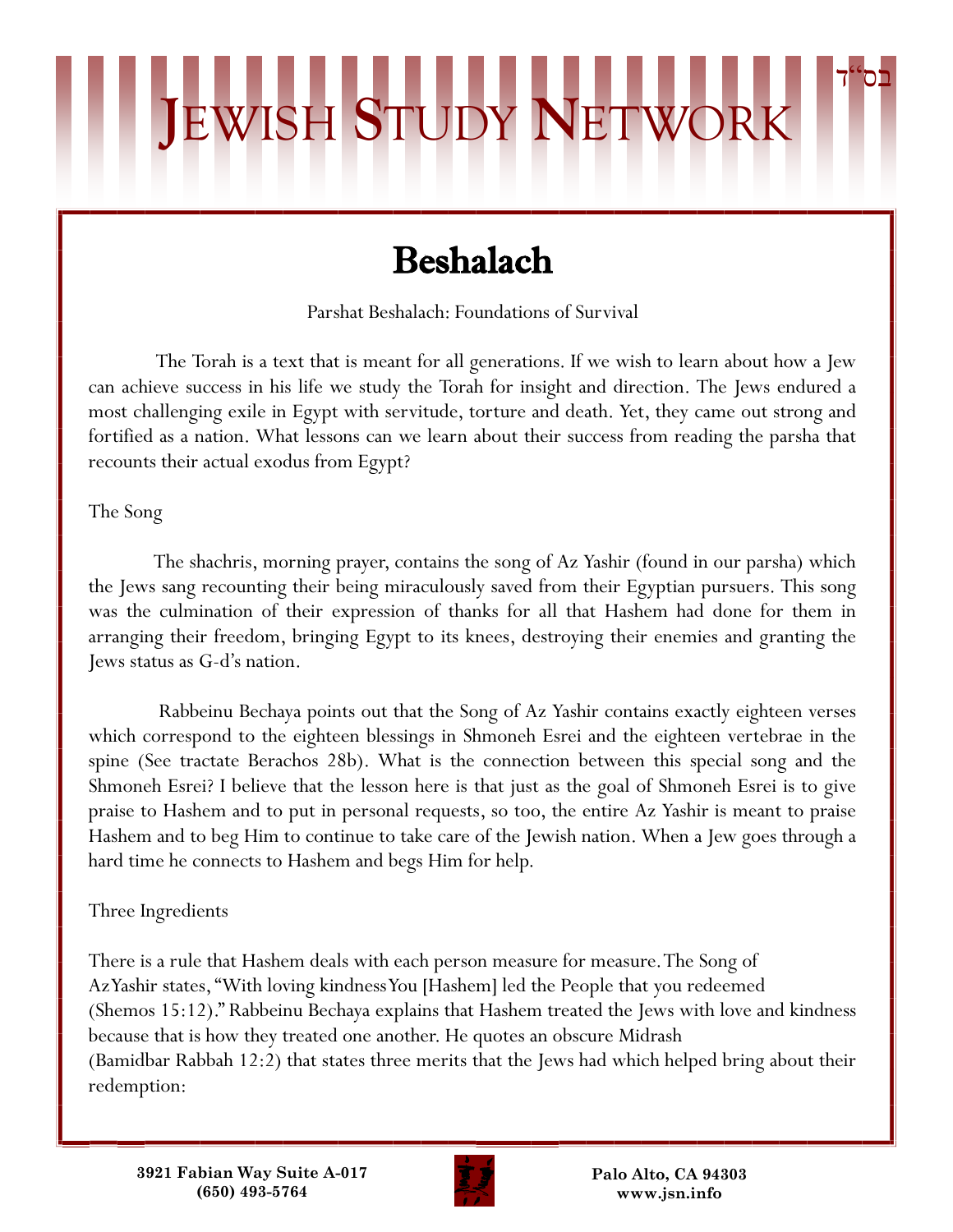בס"ד

# Jewish Study Network

## Beshalach

Parshat Beshalach: Foundations of Survival

The Torah is a text that is meant for all generations. If we wish to learn about how a Jew can achieve success in his life we study the Torah for insight and direction. The Jews endured a most challenging exile in Egypt with servitude, torture and death. Yet, they came out strong and fortified as a nation. What lessons can we learn about their success from reading the parsha that recounts their actual exodus from Egypt?

The Song

The shachris, morning prayer, contains the song of Az Yashir (found in our parsha) which the Jews sang recounting their being miraculously saved from their Egyptian pursuers. This song was the culmination of their expression of thanks for all that Hashem had done for them in arranging their freedom, bringing Egypt to its knees, destroying their enemies and granting the Jews status as G-d's nation.

Rabbeinu Bechaya points out that the Song of Az Yashir contains exactly eighteen verses which correspond to the eighteen blessings in Shmoneh Esrei and the eighteen vertebrae in the spine (See tractate Berachos 28b). What is the connection between this special song and the Shmoneh Esrei? I believe that the lesson here is that just as the goal of Shmoneh Esrei is to give praise to Hashem and to put in personal requests, so too, the entire Az Yashir is meant to praise Hashem and to beg Him to continue to take care of the Jewish nation. When a Jew goes through a hard time he connects to Hashem and begs Him for help.

Three Ingredients

There is a rule that Hashem deals with each person measure for measure. The Song of Az Yashir states, "With loving kindness You [Hashem] led the People that you redeemed (Shemos 15:12)." Rabbeinu Bechaya explains that Hashem treated the Jews with love and kindness because that is how they treated one another. He quotes an obscure Midrash (Bamidbar Rabbah 12:2) that states three merits that the Jews had which helped bring about their redemption:

3921 Fabian Way Suite A-017
(650) 493-5764

Palo Alto, CA 94303
www.jsn.info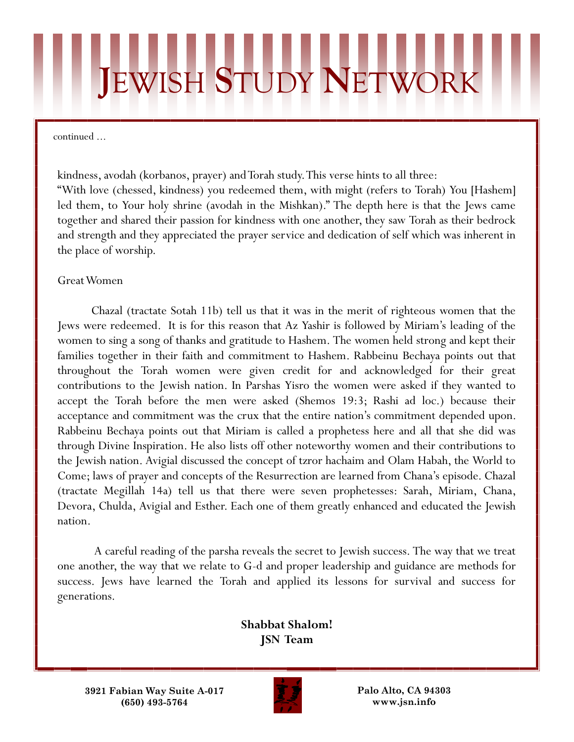# JEWISH STUDY NETWORK

continued …

kindness, avodah (korbanos, prayer) and Torah study. This verse hints to all three: "With love (chessed, kindness) you redeemed them, with might (refers to Torah) You [Hashem] led them, to Your holy shrine (avodah in the Mishkan)." The depth here is that the Jews came together and shared their passion for kindness with one another, they saw Torah as their bedrock and strength and they appreciated the prayer service and dedication of self which was inherent in the place of worship.

Great Women

Chazal (tractate Sotah 11b) tell us that it was in the merit of righteous women that the Jews were redeemed. It is for this reason that Az Yashir is followed by Miriam's leading of the women to sing a song of thanks and gratitude to Hashem. The women held strong and kept their families together in their faith and commitment to Hashem. Rabbeinu Bechaya points out that throughout the Torah women were given credit for and acknowledged for their great contributions to the Jewish nation. In Parshas Yisro the women were asked if they wanted to accept the Torah before the men were asked (Shemos 19:3; Rashi ad loc.) because their acceptance and commitment was the crux that the entire nation's commitment depended upon. Rabbeinu Bechaya points out that Miriam is called a prophetess here and all that she did was through Divine Inspiration. He also lists off other noteworthy women and their contributions to the Jewish nation. Avigial discussed the concept of tzror hachaim and Olam Habah, the World to Come; laws of prayer and concepts of the Resurrection are learned from Chana's episode. Chazal (tractate Megillah 14a) tell us that there were seven prophetesses: Sarah, Miriam, Chana, Devora, Chulda, Avigial and Esther. Each one of them greatly enhanced and educated the Jewish nation.

A careful reading of the parsha reveals the secret to Jewish success. The way that we treat one another, the way that we relate to G-d and proper leadership and guidance are methods for success. Jews have learned the Torah and applied its lessons for survival and success for generations.

**Shabbat Shalom!**
**JSN Team**

**3921 Fabian Way Suite A-017**
**(650) 493-5764**

**Palo Alto, CA 94303**
**www.jsn.info**